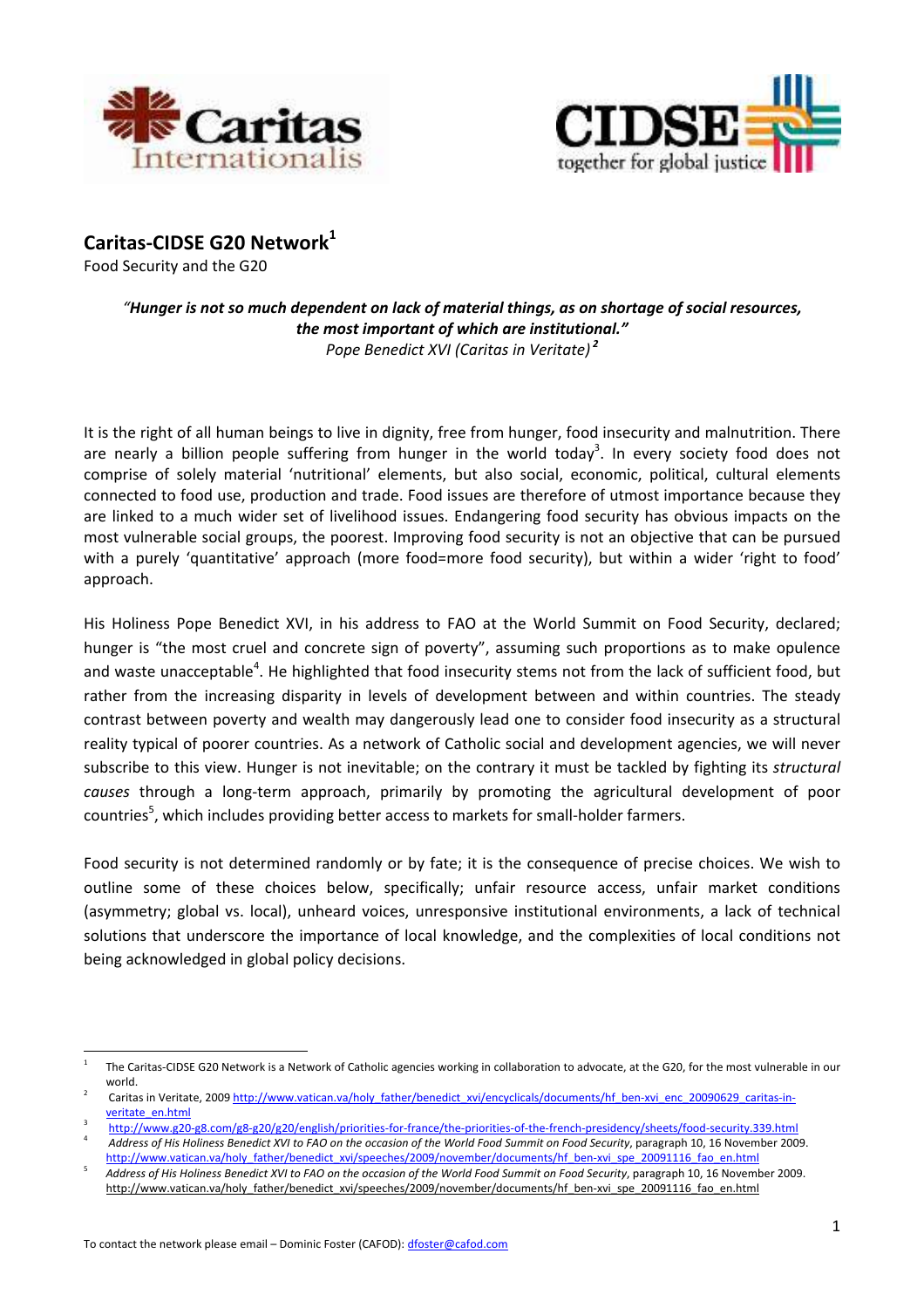## Caritas-CIDSE G20 Network[1]

Food Security and the G20

> ***"Hunger is not so much dependent on lack of material things, as on shortage of social resources, the most important of which are institutional."***
> *Pope Benedict XVI (Caritas in Veritate)*[2]

It is the right of all human beings to live in dignity, free from hunger, food insecurity and malnutrition. There are nearly a billion people suffering from hunger in the world today[3]. In every society food does not comprise of solely material 'nutritional' elements, but also social, economic, political, cultural elements connected to food use, production and trade. Food issues are therefore of utmost importance because they are linked to a much wider set of livelihood issues. Endangering food security has obvious impacts on the most vulnerable social groups, the poorest. Improving food security is not an objective that can be pursued with a purely 'quantitative' approach (more food=more food security), but within a wider 'right to food' approach.

His Holiness Pope Benedict XVI, in his address to FAO at the World Summit on Food Security, declared; hunger is "the most cruel and concrete sign of poverty", assuming such proportions as to make opulence and waste unacceptable[4]. He highlighted that food insecurity stems not from the lack of sufficient food, but rather from the increasing disparity in levels of development between and within countries. The steady contrast between poverty and wealth may dangerously lead one to consider food insecurity as a structural reality typical of poorer countries. As a network of Catholic social and development agencies, we will never subscribe to this view. Hunger is not inevitable; on the contrary it must be tackled by fighting its *structural causes* through a long-term approach, primarily by promoting the agricultural development of poor countries[5], which includes providing better access to markets for small-holder farmers.

Food security is not determined randomly or by fate; it is the consequence of precise choices. We wish to outline some of these choices below, specifically; unfair resource access, unfair market conditions (asymmetry; global vs. local), unheard voices, unresponsive institutional environments, a lack of technical solutions that underscore the importance of local knowledge, and the complexities of local conditions not being acknowledged in global policy decisions.

---

[1] The Caritas-CIDSE G20 Network is a Network of Catholic agencies working in collaboration to advocate, at the G20, for the most vulnerable in our world.

[2] Caritas in Veritate, 2009 http://www.vatican.va/holy_father/benedict_xvi/encyclicals/documents/hf_ben-xvi_enc_20090629_caritas-in-veritate_en.html

[3] http://www.g20-g8.com/g8-g20/g20/english/priorities-for-france/the-priorities-of-the-french-presidency/sheets/food-security.339.html

[4] *Address of His Holiness Benedict XVI to FAO on the occasion of the World Food Summit on Food Security*, paragraph 10, 16 November 2009. http://www.vatican.va/holy_father/benedict_xvi/speeches/2009/november/documents/hf_ben-xvi_spe_20091116_fao_en.html

[5] *Address of His Holiness Benedict XVI to FAO on the occasion of the World Food Summit on Food Security*, paragraph 10, 16 November 2009. http://www.vatican.va/holy_father/benedict_xvi/speeches/2009/november/documents/hf_ben-xvi_spe_20091116_fao_en.html

To contact the network please email – Dominic Foster (CAFOD): dfoster@cafod.com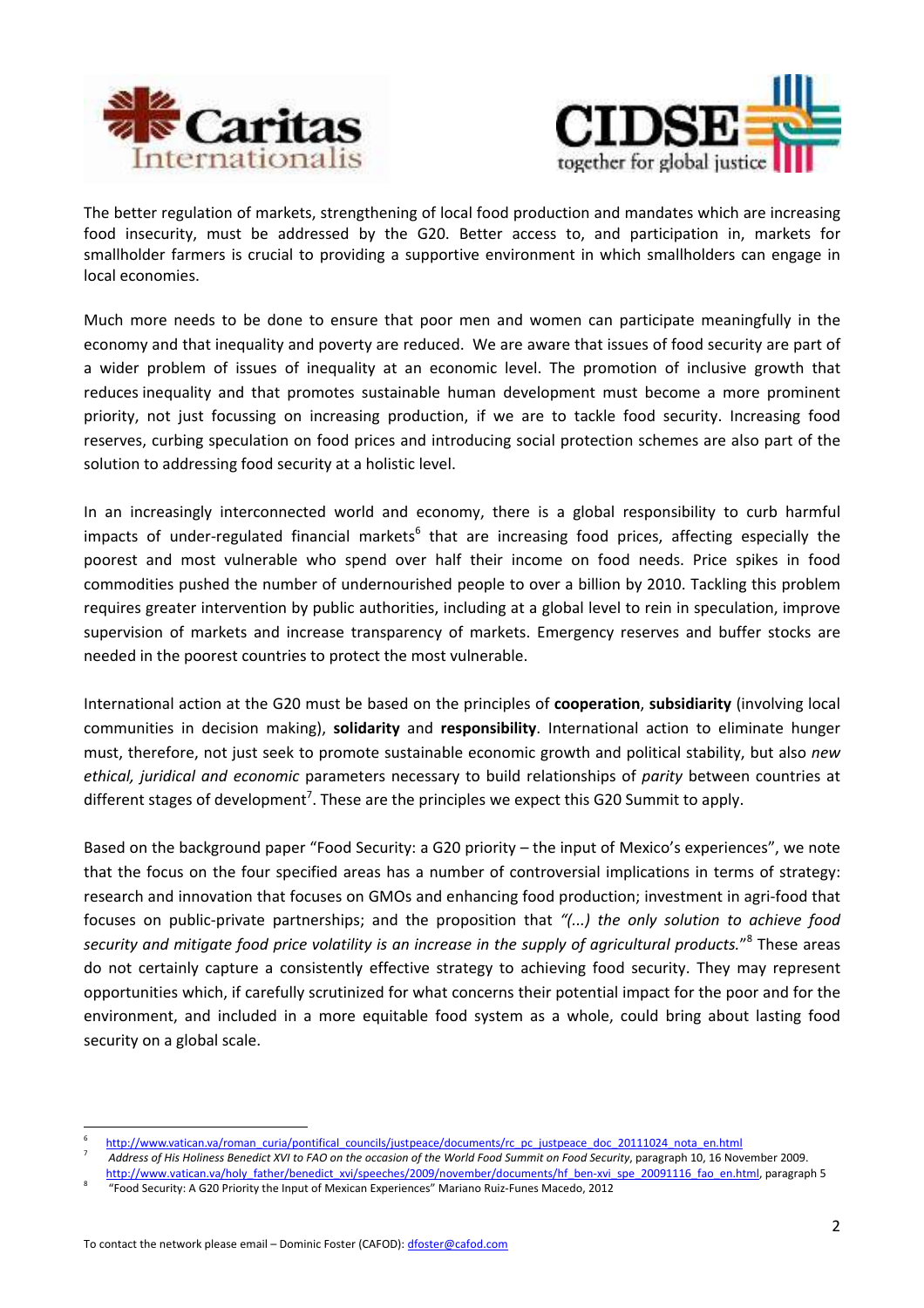The better regulation of markets, strengthening of local food production and mandates which are increasing food insecurity, must be addressed by the G20. Better access to, and participation in, markets for smallholder farmers is crucial to providing a supportive environment in which smallholders can engage in local economies.

Much more needs to be done to ensure that poor men and women can participate meaningfully in the economy and that inequality and poverty are reduced. We are aware that issues of food security are part of a wider problem of issues of inequality at an economic level. The promotion of inclusive growth that reduces inequality and that promotes sustainable human development must become a more prominent priority, not just focussing on increasing production, if we are to tackle food security. Increasing food reserves, curbing speculation on food prices and introducing social protection schemes are also part of the solution to addressing food security at a holistic level.

In an increasingly interconnected world and economy, there is a global responsibility to curb harmful impacts of under-regulated financial markets[6] that are increasing food prices, affecting especially the poorest and most vulnerable who spend over half their income on food needs. Price spikes in food commodities pushed the number of undernourished people to over a billion by 2010. Tackling this problem requires greater intervention by public authorities, including at a global level to rein in speculation, improve supervision of markets and increase transparency of markets. Emergency reserves and buffer stocks are needed in the poorest countries to protect the most vulnerable.

International action at the G20 must be based on the principles of **cooperation**, **subsidiarity** (involving local communities in decision making), **solidarity** and **responsibility**. International action to eliminate hunger must, therefore, not just seek to promote sustainable economic growth and political stability, but also *new ethical, juridical and economic* parameters necessary to build relationships of *parity* between countries at different stages of development[7]. These are the principles we expect this G20 Summit to apply.

Based on the background paper "Food Security: a G20 priority – the input of Mexico's experiences", we note that the focus on the four specified areas has a number of controversial implications in terms of strategy: research and innovation that focuses on GMOs and enhancing food production; investment in agri-food that focuses on public-private partnerships; and the proposition that *"(...) the only solution to achieve food security and mitigate food price volatility is an increase in the supply of agricultural products."*[8] These areas do not certainly capture a consistently effective strategy to achieving food security. They may represent opportunities which, if carefully scrutinized for what concerns their potential impact for the poor and for the environment, and included in a more equitable food system as a whole, could bring about lasting food security on a global scale.

---

[6] http://www.vatican.va/roman_curia/pontifical_councils/justpeace/documents/rc_pc_justpeace_doc_20111024_nota_en.html

[7] *Address of His Holiness Benedict XVI to FAO on the occasion of the World Food Summit on Food Security*, paragraph 10, 16 November 2009. http://www.vatican.va/holy_father/benedict_xvi/speeches/2009/november/documents/hf_ben-xvi_spe_20091116_fao_en.html, paragraph 5

[8] "Food Security: A G20 Priority the Input of Mexican Experiences" Mariano Ruiz-Funes Macedo, 2012

To contact the network please email – Dominic Foster (CAFOD): dfoster@cafod.com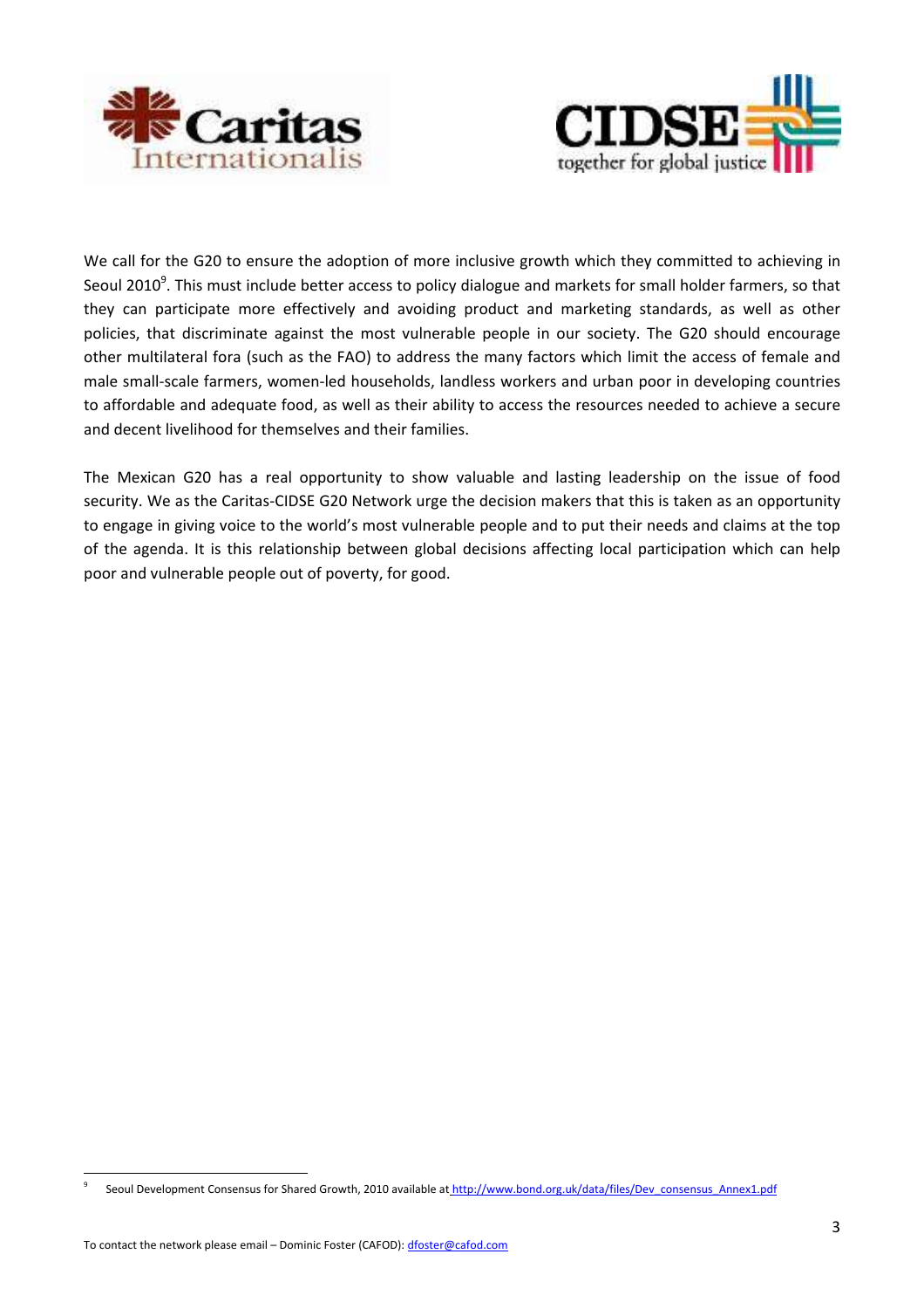We call for the G20 to ensure the adoption of more inclusive growth which they committed to achieving in Seoul 2010[9]. This must include better access to policy dialogue and markets for small holder farmers, so that they can participate more effectively and avoiding product and marketing standards, as well as other policies, that discriminate against the most vulnerable people in our society. The G20 should encourage other multilateral fora (such as the FAO) to address the many factors which limit the access of female and male small-scale farmers, women-led households, landless workers and urban poor in developing countries to affordable and adequate food, as well as their ability to access the resources needed to achieve a secure and decent livelihood for themselves and their families.

The Mexican G20 has a real opportunity to show valuable and lasting leadership on the issue of food security. We as the Caritas-CIDSE G20 Network urge the decision makers that this is taken as an opportunity to engage in giving voice to the world's most vulnerable people and to put their needs and claims at the top of the agenda. It is this relationship between global decisions affecting local participation which can help poor and vulnerable people out of poverty, for good.

---

[9] Seoul Development Consensus for Shared Growth, 2010 available at http://www.bond.org.uk/data/files/Dev_consensus_Annex1.pdf

To contact the network please email – Dominic Foster (CAFOD): dfoster@cafod.com